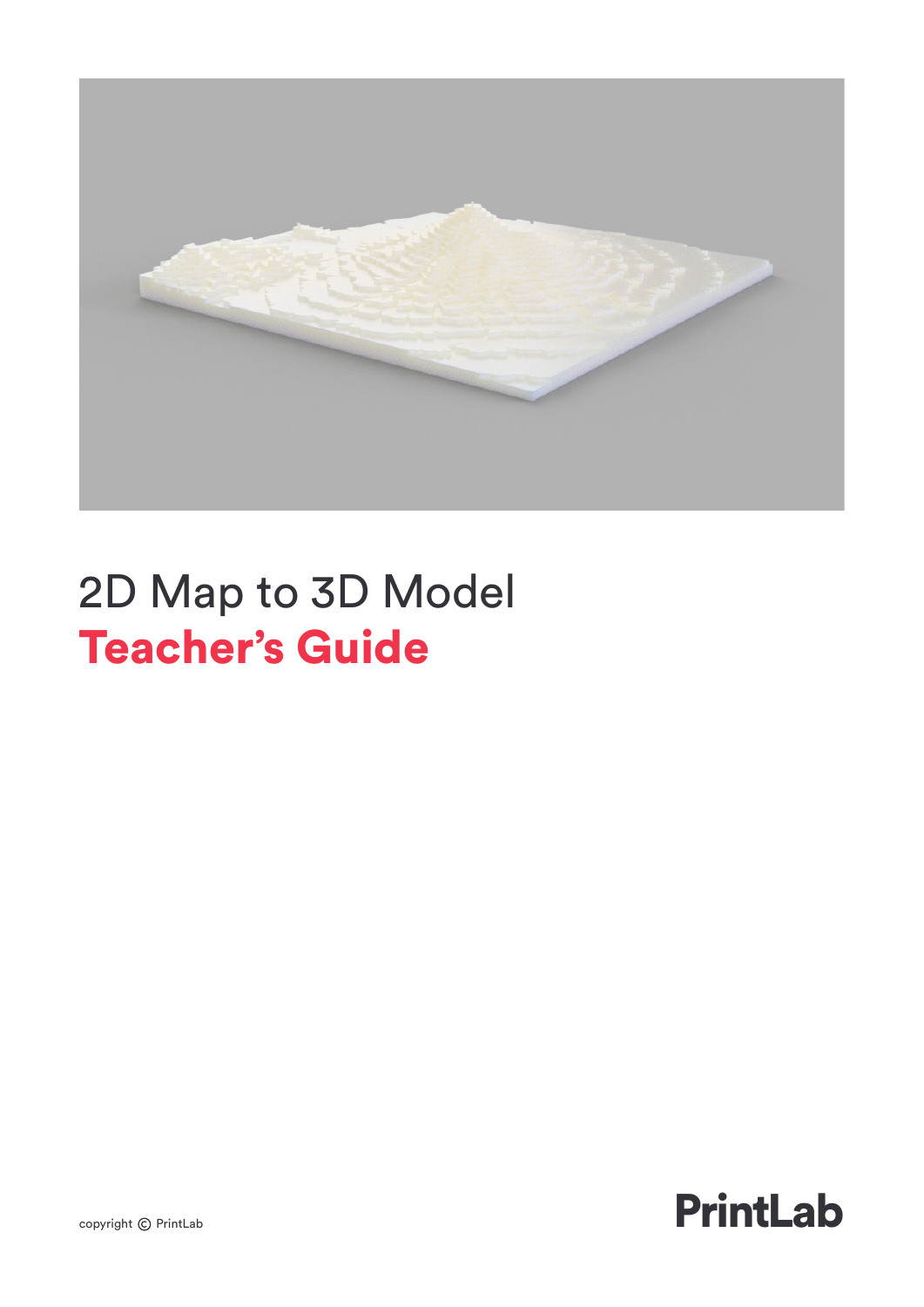# 2D Map to 3D Model

## Teacher's Guide

copyright © PrintLab

PrintLab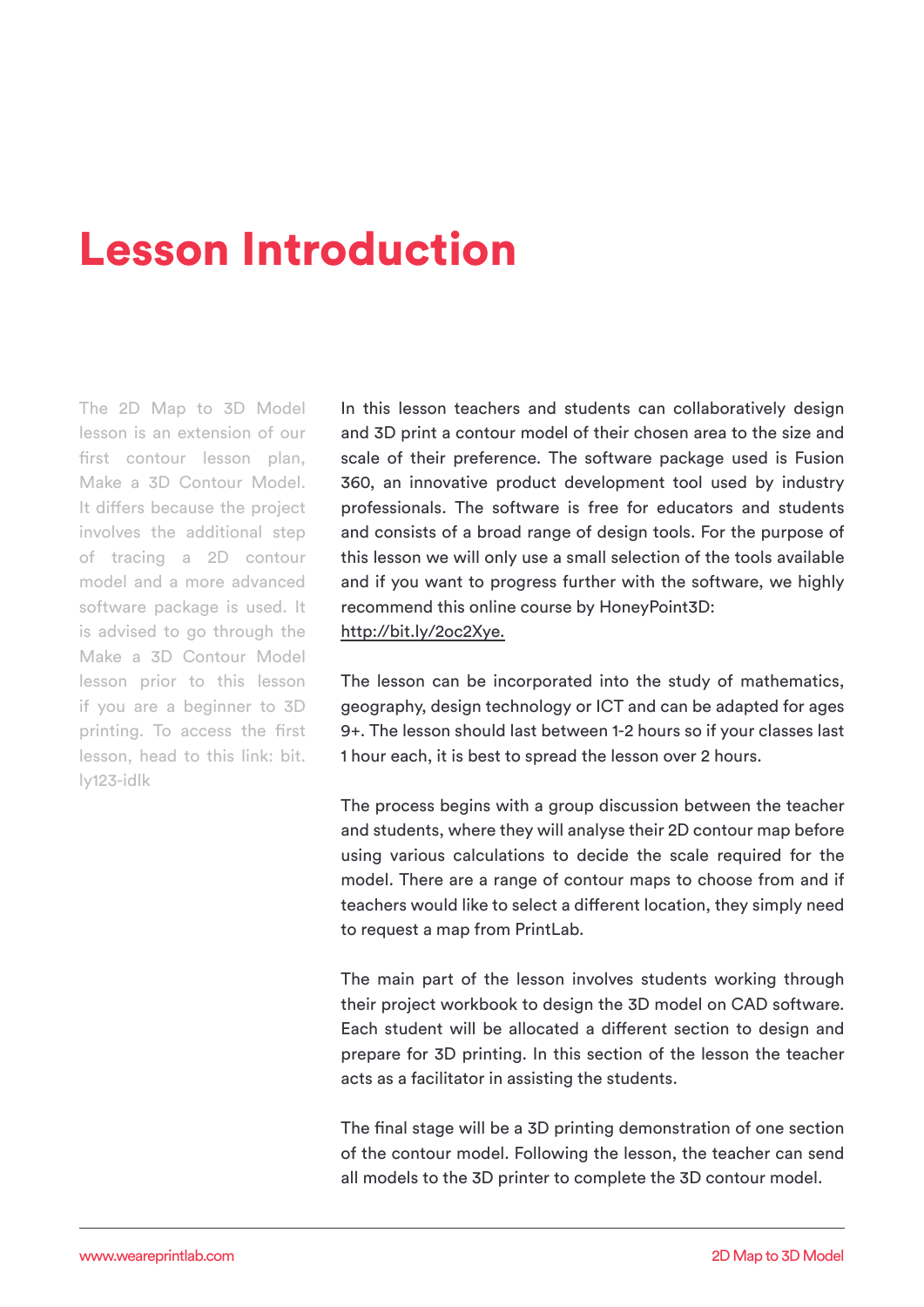# Lesson Introduction

The 2D Map to 3D Model lesson is an extension of our first contour lesson plan, Make a 3D Contour Model. It differs because the project involves the additional step of tracing a 2D contour model and a more advanced software package is used. It is advised to go through the Make a 3D Contour Model lesson prior to this lesson if you are a beginner to 3D printing. To access the first lesson, head to this link: bit.ly123-idlk

In this lesson teachers and students can collaboratively design and 3D print a contour model of their chosen area to the size and scale of their preference. The software package used is Fusion 360, an innovative product development tool used by industry professionals. The software is free for educators and students and consists of a broad range of design tools. For the purpose of this lesson we will only use a small selection of the tools available and if you want to progress further with the software, we highly recommend this online course by HoneyPoint3D:
http://bit.ly/2oc2Xye.

The lesson can be incorporated into the study of mathematics, geography, design technology or ICT and can be adapted for ages 9+. The lesson should last between 1-2 hours so if your classes last 1 hour each, it is best to spread the lesson over 2 hours.

The process begins with a group discussion between the teacher and students, where they will analyse their 2D contour map before using various calculations to decide the scale required for the model. There are a range of contour maps to choose from and if teachers would like to select a different location, they simply need to request a map from PrintLab.

The main part of the lesson involves students working through their project workbook to design the 3D model on CAD software. Each student will be allocated a different section to design and prepare for 3D printing. In this section of the lesson the teacher acts as a facilitator in assisting the students.

The final stage will be a 3D printing demonstration of one section of the contour model. Following the lesson, the teacher can send all models to the 3D printer to complete the 3D contour model.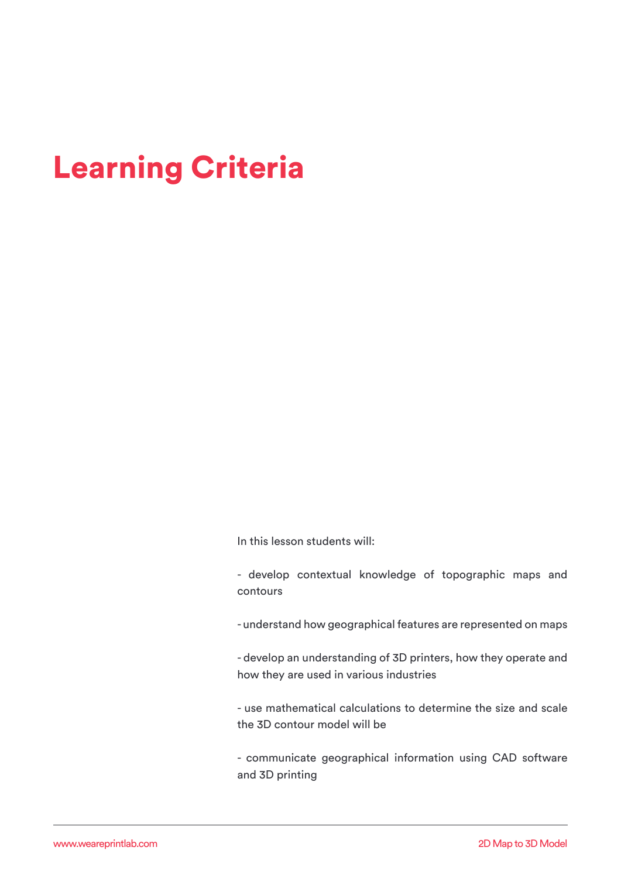# Learning Criteria

In this lesson students will:

- develop contextual knowledge of topographic maps and contours

- understand how geographical features are represented on maps

- develop an understanding of 3D printers, how they operate and how they are used in various industries

- use mathematical calculations to determine the size and scale the 3D contour model will be

- communicate geographical information using CAD software and 3D printing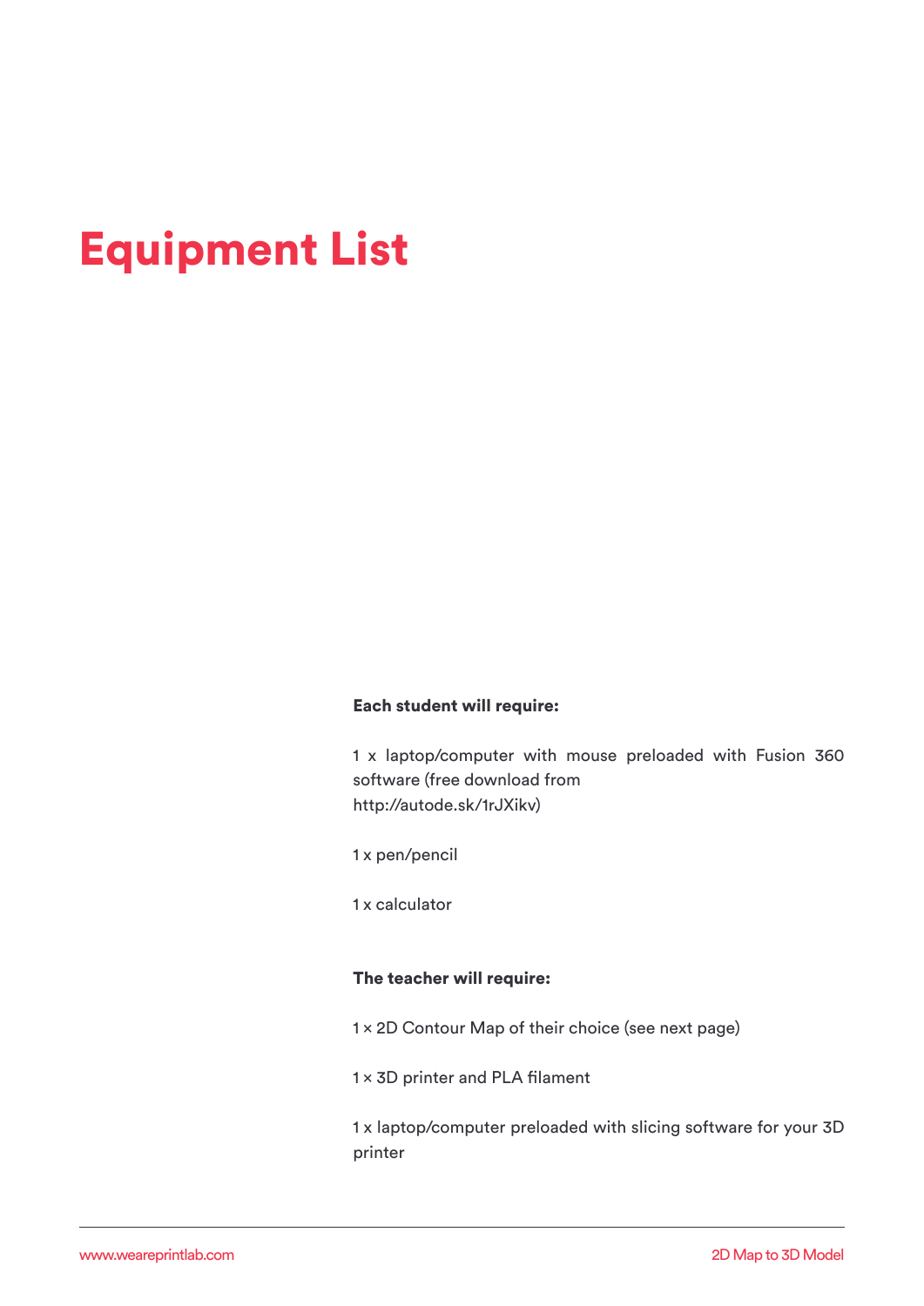# Equipment List

**Each student will require:**

1 x laptop/computer with mouse preloaded with Fusion 360 software (free download from http://autode.sk/1rJXikv)

1 x pen/pencil

1 x calculator

**The teacher will require:**

1 × 2D Contour Map of their choice (see next page)

1 × 3D printer and PLA filament

1 x laptop/computer preloaded with slicing software for your 3D printer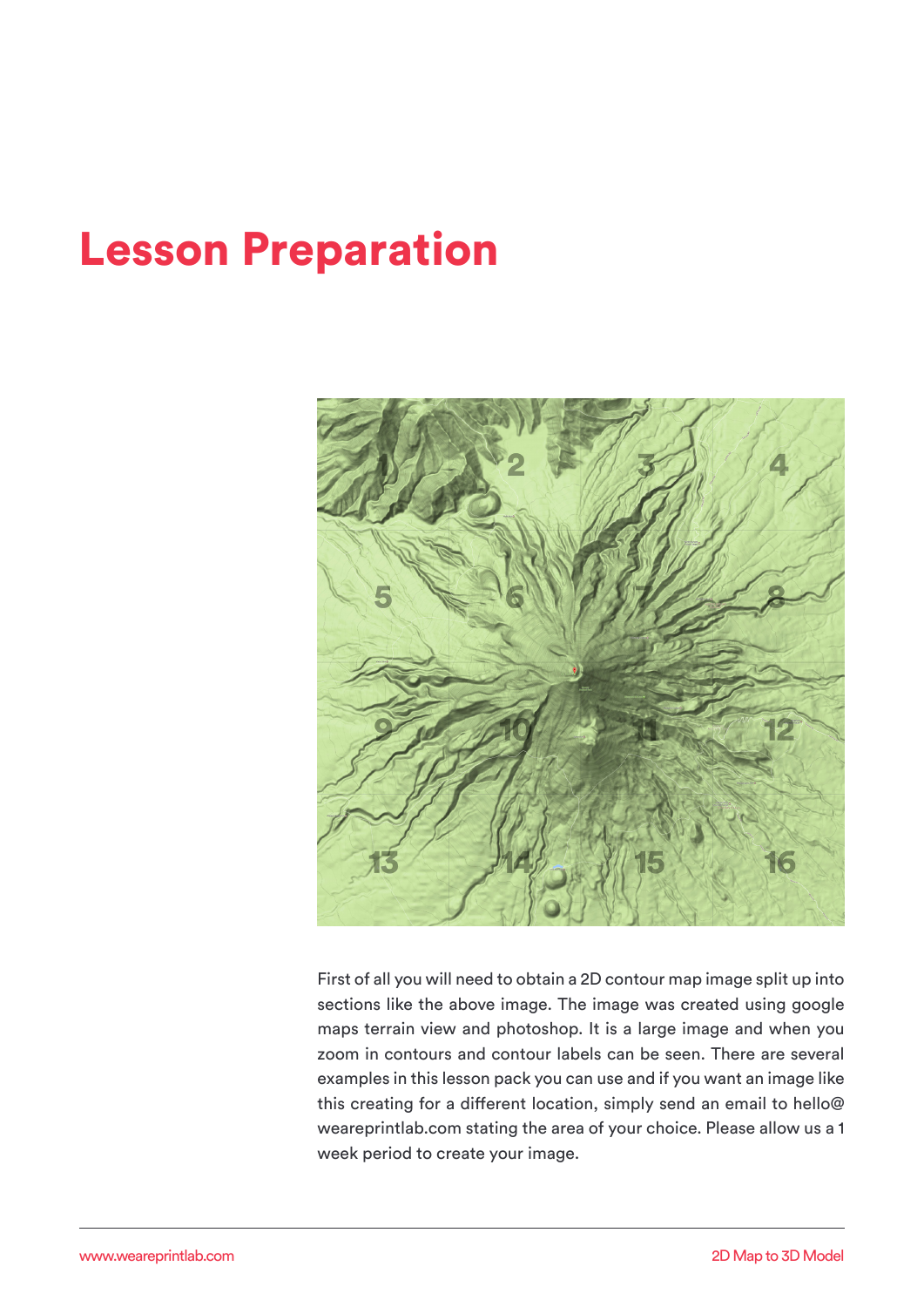# Lesson Preparation

First of all you will need to obtain a 2D contour map image split up into sections like the above image. The image was created using google maps terrain view and photoshop. It is a large image and when you zoom in contours and contour labels can be seen. There are several examples in this lesson pack you can use and if you want an image like this creating for a different location, simply send an email to hello@weareprintlab.com stating the area of your choice. Please allow us a 1 week period to create your image.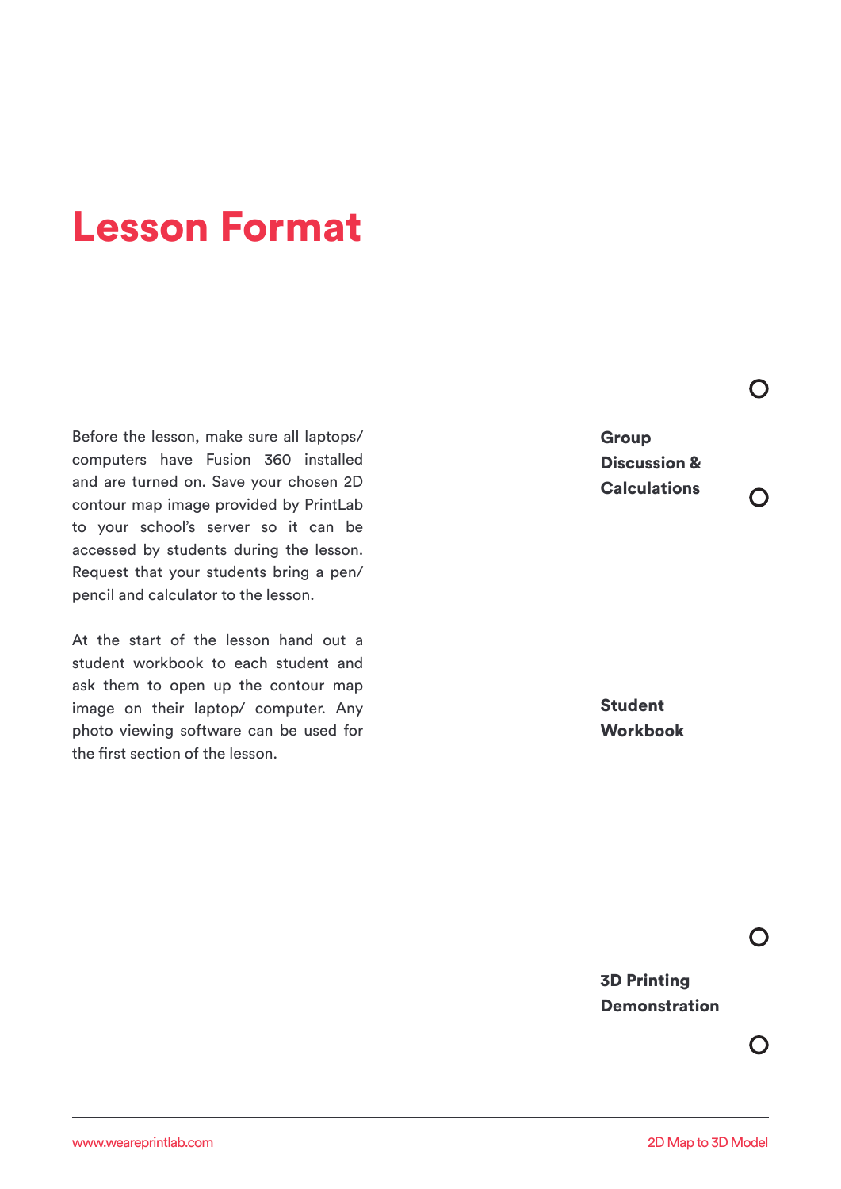# Lesson Format

Before the lesson, make sure all laptops/ computers have Fusion 360 installed and are turned on. Save your chosen 2D contour map image provided by PrintLab to your school's server so it can be accessed by students during the lesson. Request that your students bring a pen/ pencil and calculator to the lesson.

At the start of the lesson hand out a student workbook to each student and ask them to open up the contour map image on their laptop/ computer. Any photo viewing software can be used for the first section of the lesson.

**Group Discussion & Calculations**

**Student Workbook**

**3D Printing Demonstration**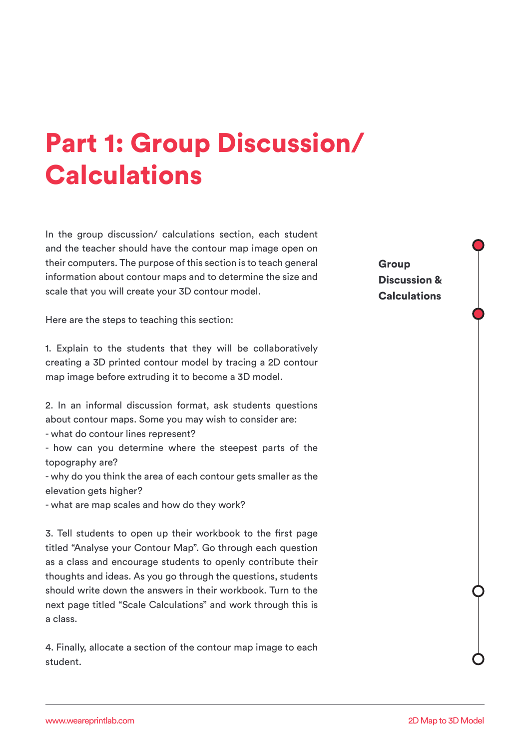# Part 1: Group Discussion/ Calculations

**Group Discussion & Calculations**

In the group discussion/ calculations section, each student and the teacher should have the contour map image open on their computers. The purpose of this section is to teach general information about contour maps and to determine the size and scale that you will create your 3D contour model.

Here are the steps to teaching this section:

1. Explain to the students that they will be collaboratively creating a 3D printed contour model by tracing a 2D contour map image before extruding it to become a 3D model.

2. In an informal discussion format, ask students questions about contour maps. Some you may wish to consider are:
- what do contour lines represent?
- how can you determine where the steepest parts of the topography are?
- why do you think the area of each contour gets smaller as the elevation gets higher?
- what are map scales and how do they work?

3. Tell students to open up their workbook to the first page titled "Analyse your Contour Map". Go through each question as a class and encourage students to openly contribute their thoughts and ideas. As you go through the questions, students should write down the answers in their workbook. Turn to the next page titled "Scale Calculations" and work through this is a class.

4. Finally, allocate a section of the contour map image to each student.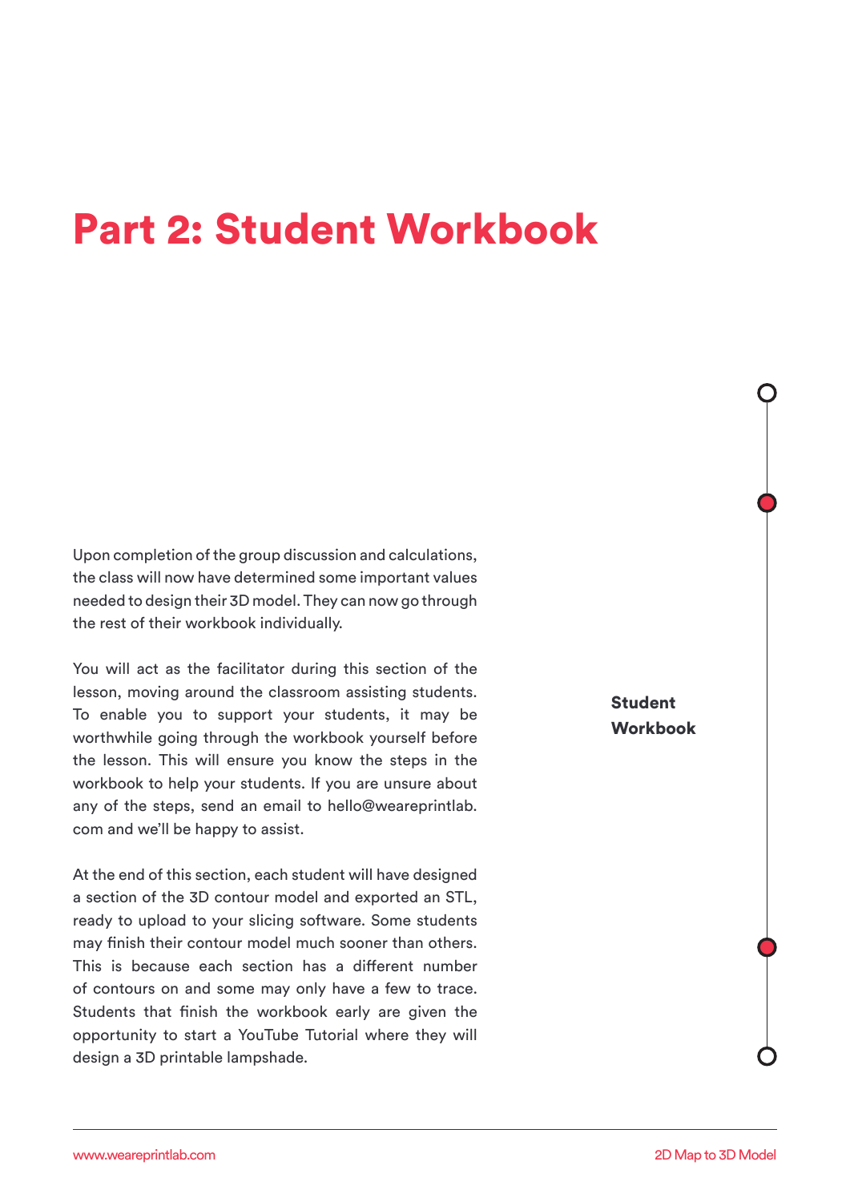# Part 2: Student Workbook

**Student Workbook**

Upon completion of the group discussion and calculations, the class will now have determined some important values needed to design their 3D model. They can now go through the rest of their workbook individually.

You will act as the facilitator during this section of the lesson, moving around the classroom assisting students. To enable you to support your students, it may be worthwhile going through the workbook yourself before the lesson. This will ensure you know the steps in the workbook to help your students. If you are unsure about any of the steps, send an email to hello@weareprintlab.com and we'll be happy to assist.

At the end of this section, each student will have designed a section of the 3D contour model and exported an STL, ready to upload to your slicing software. Some students may finish their contour model much sooner than others. This is because each section has a different number of contours on and some may only have a few to trace. Students that finish the workbook early are given the opportunity to start a YouTube Tutorial where they will design a 3D printable lampshade.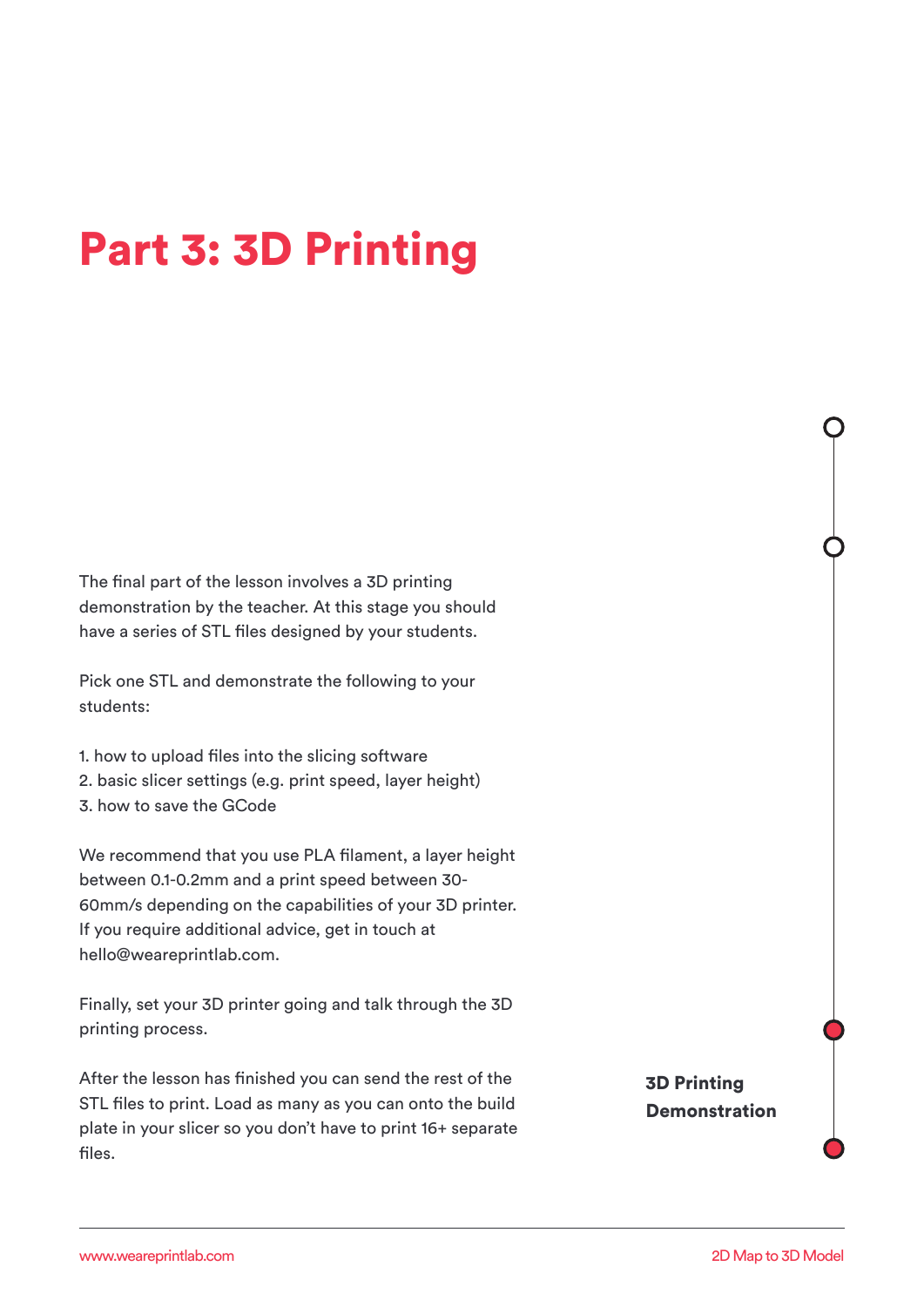# Part 3: 3D Printing

The final part of the lesson involves a 3D printing demonstration by the teacher. At this stage you should have a series of STL files designed by your students.

Pick one STL and demonstrate the following to your students:

1. how to upload files into the slicing software
2. basic slicer settings (e.g. print speed, layer height)
3. how to save the GCode

We recommend that you use PLA filament, a layer height between 0.1-0.2mm and a print speed between 30-60mm/s depending on the capabilities of your 3D printer. If you require additional advice, get in touch at hello@weareprintlab.com.

Finally, set your 3D printer going and talk through the 3D printing process.

After the lesson has finished you can send the rest of the STL files to print. Load as many as you can onto the build plate in your slicer so you don't have to print 16+ separate files.

**3D Printing Demonstration**